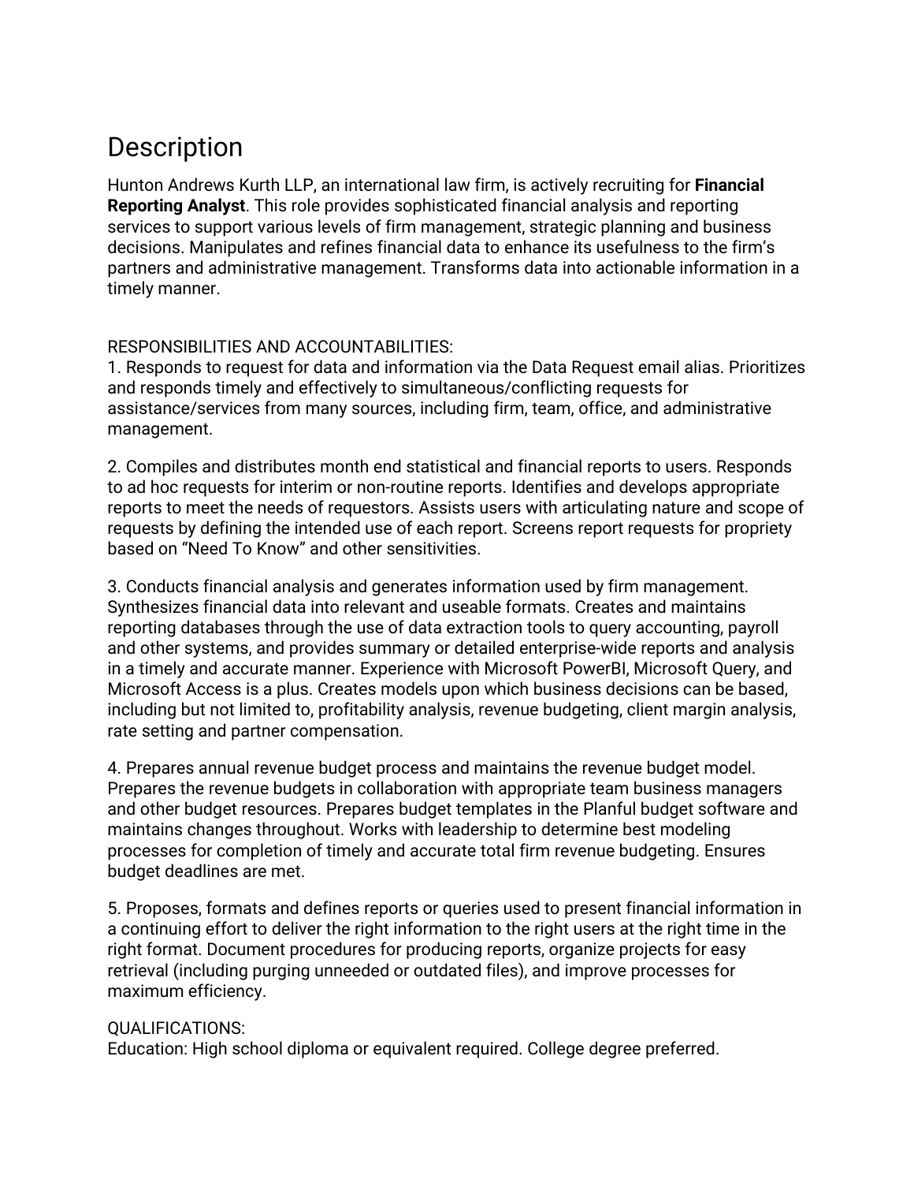# Description

Hunton Andrews Kurth LLP, an international law firm, is actively recruiting for **Financial Reporting Analyst**. This role provides sophisticated financial analysis and reporting services to support various levels of firm management, strategic planning and business decisions. Manipulates and refines financial data to enhance its usefulness to the firm's partners and administrative management. Transforms data into actionable information in a timely manner.

RESPONSIBILITIES AND ACCOUNTABILITIES:

1. Responds to request for data and information via the Data Request email alias. Prioritizes and responds timely and effectively to simultaneous/conflicting requests for assistance/services from many sources, including firm, team, office, and administrative management.

2. Compiles and distributes month end statistical and financial reports to users. Responds to ad hoc requests for interim or non-routine reports. Identifies and develops appropriate reports to meet the needs of requestors. Assists users with articulating nature and scope of requests by defining the intended use of each report. Screens report requests for propriety based on "Need To Know" and other sensitivities.

3. Conducts financial analysis and generates information used by firm management. Synthesizes financial data into relevant and useable formats. Creates and maintains reporting databases through the use of data extraction tools to query accounting, payroll and other systems, and provides summary or detailed enterprise-wide reports and analysis in a timely and accurate manner. Experience with Microsoft PowerBI, Microsoft Query, and Microsoft Access is a plus. Creates models upon which business decisions can be based, including but not limited to, profitability analysis, revenue budgeting, client margin analysis, rate setting and partner compensation.

4. Prepares annual revenue budget process and maintains the revenue budget model. Prepares the revenue budgets in collaboration with appropriate team business managers and other budget resources. Prepares budget templates in the Planful budget software and maintains changes throughout. Works with leadership to determine best modeling processes for completion of timely and accurate total firm revenue budgeting. Ensures budget deadlines are met.

5. Proposes, formats and defines reports or queries used to present financial information in a continuing effort to deliver the right information to the right users at the right time in the right format. Document procedures for producing reports, organize projects for easy retrieval (including purging unneeded or outdated files), and improve processes for maximum efficiency.

QUALIFICATIONS:

Education: High school diploma or equivalent required. College degree preferred.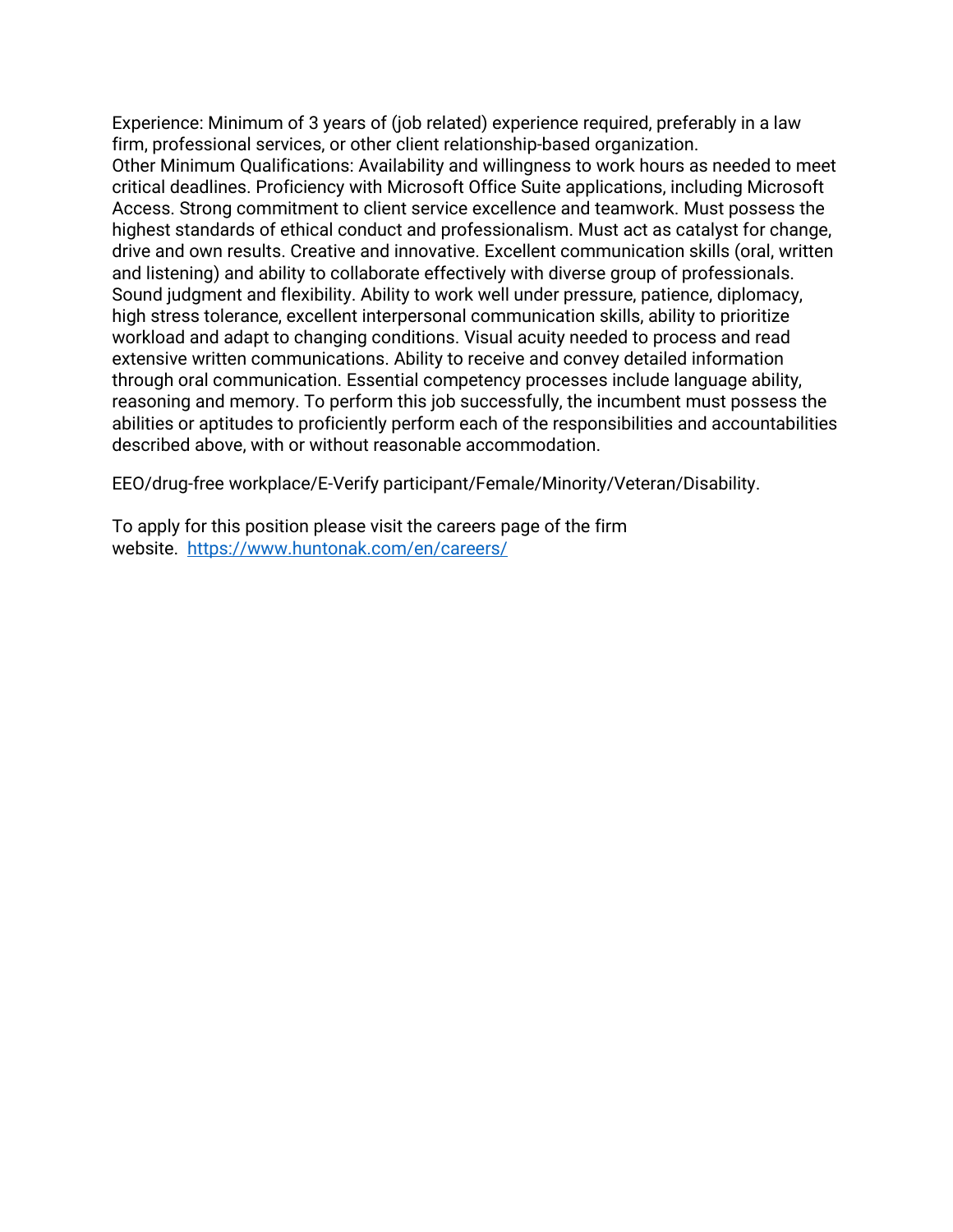Experience: Minimum of 3 years of (job related) experience required, preferably in a law firm, professional services, or other client relationship-based organization.
Other Minimum Qualifications: Availability and willingness to work hours as needed to meet critical deadlines. Proficiency with Microsoft Office Suite applications, including Microsoft Access. Strong commitment to client service excellence and teamwork. Must possess the highest standards of ethical conduct and professionalism. Must act as catalyst for change, drive and own results. Creative and innovative. Excellent communication skills (oral, written and listening) and ability to collaborate effectively with diverse group of professionals. Sound judgment and flexibility. Ability to work well under pressure, patience, diplomacy, high stress tolerance, excellent interpersonal communication skills, ability to prioritize workload and adapt to changing conditions. Visual acuity needed to process and read extensive written communications. Ability to receive and convey detailed information through oral communication. Essential competency processes include language ability, reasoning and memory. To perform this job successfully, the incumbent must possess the abilities or aptitudes to proficiently perform each of the responsibilities and accountabilities described above, with or without reasonable accommodation.

EEO/drug-free workplace/E-Verify participant/Female/Minority/Veteran/Disability.

To apply for this position please visit the careers page of the firm website. [https://www.huntonak.com/en/careers/](https://www.huntonak.com/en/careers/)